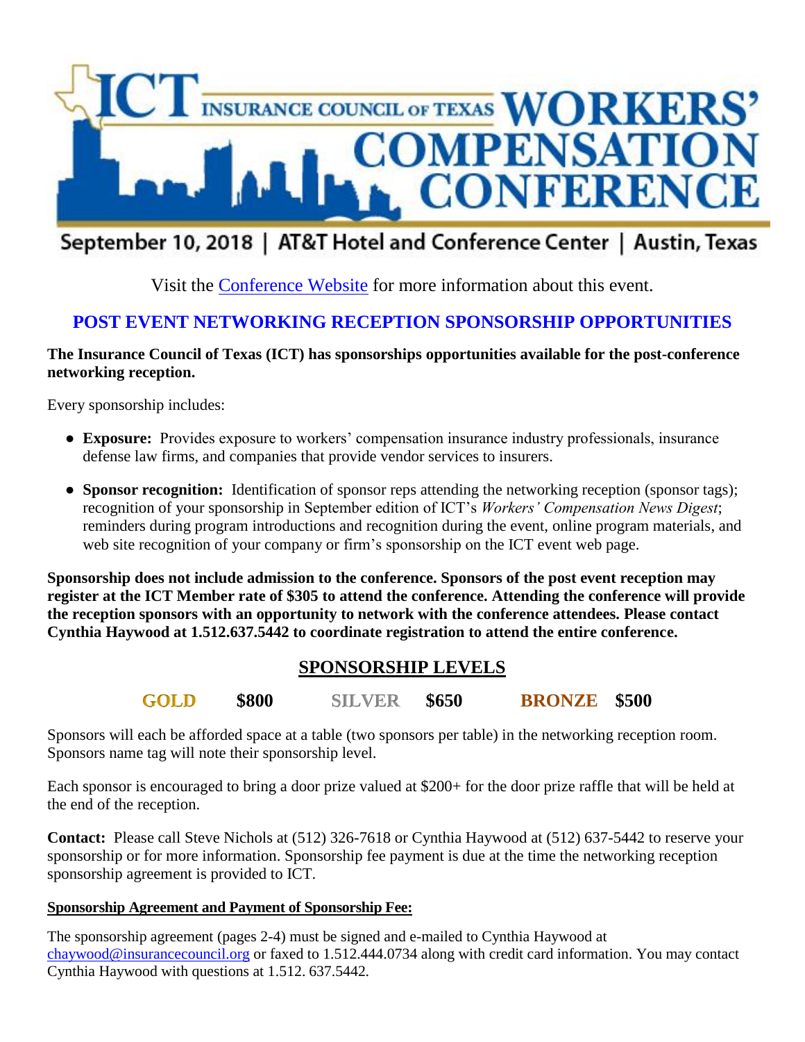# ICT INSURANCE COUNCIL OF TEXAS WORKERS' COMPENSATION CONFERENCE

September 10, 2018 | AT&T Hotel and Conference Center | Austin, Texas

Visit the Conference Website for more information about this event.

## POST EVENT NETWORKING RECEPTION SPONSORSHIP OPPORTUNITIES

**The Insurance Council of Texas (ICT) has sponsorships opportunities available for the post-conference networking reception.**

Every sponsorship includes:

- **Exposure:** Provides exposure to workers' compensation insurance industry professionals, insurance defense law firms, and companies that provide vendor services to insurers.
- **Sponsor recognition:** Identification of sponsor reps attending the networking reception (sponsor tags); recognition of your sponsorship in September edition of ICT's *Workers' Compensation News Digest*; reminders during program introductions and recognition during the event, online program materials, and web site recognition of your company or firm's sponsorship on the ICT event web page.

**Sponsorship does not include admission to the conference. Sponsors of the post event reception may register at the ICT Member rate of $305 to attend the conference. Attending the conference will provide the reception sponsors with an opportunity to network with the conference attendees. Please contact Cynthia Haywood at 1.512.637.5442 to coordinate registration to attend the entire conference.**

## SPONSORSHIP LEVELS

**GOLD $800 SILVER $650 BRONZE $500**

Sponsors will each be afforded space at a table (two sponsors per table) in the networking reception room. Sponsors name tag will note their sponsorship level.

Each sponsor is encouraged to bring a door prize valued at $200+ for the door prize raffle that will be held at the end of the reception.

**Contact:** Please call Steve Nichols at (512) 326-7618 or Cynthia Haywood at (512) 637-5442 to reserve your sponsorship or for more information. Sponsorship fee payment is due at the time the networking reception sponsorship agreement is provided to ICT.

**Sponsorship Agreement and Payment of Sponsorship Fee:**

The sponsorship agreement (pages 2-4) must be signed and e-mailed to Cynthia Haywood at chaywood@insurancecouncil.org or faxed to 1.512.444.0734 along with credit card information. You may contact Cynthia Haywood with questions at 1.512. 637.5442.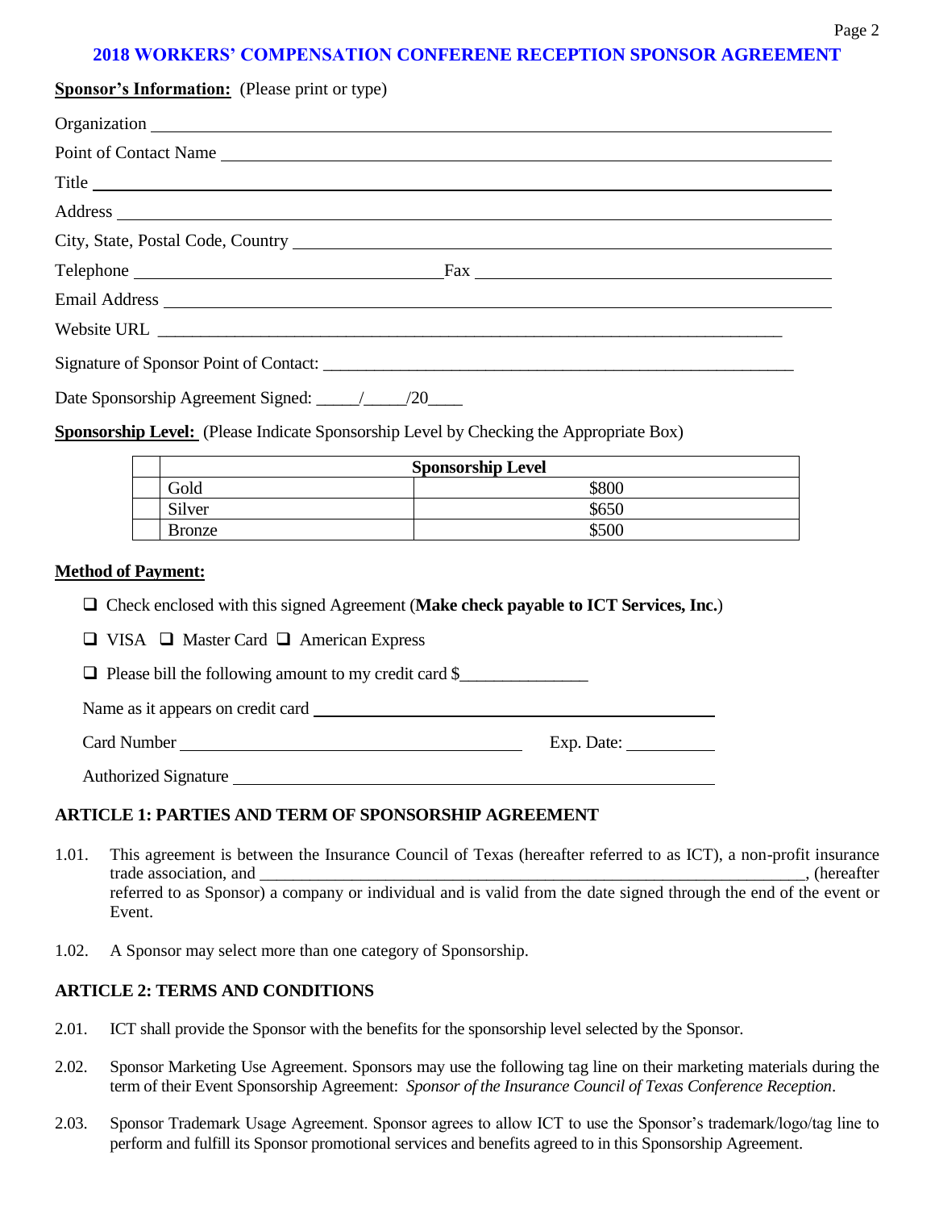## 2018 WORKERS' COMPENSATION CONFERENE RECEPTION SPONSOR AGREEMENT

**Sponsor's Information:** (Please print or type)

Organization ____________________________________________

Point of Contact Name ____________________________________________

Title ____________________________________________

Address ____________________________________________

City, State, Postal Code, Country ____________________________________________

Telephone ______________________ Fax ______________________

Email Address ____________________________________________

Website URL ____________________________________________

Signature of Sponsor Point of Contact: ____________________________________________

Date Sponsorship Agreement Signed: _____/_____/20____

**Sponsorship Level:** (Please Indicate Sponsorship Level by Checking the Appropriate Box)

| | Sponsorship Level | |
|---|---|---|
| | Gold | $800 |
| | Silver | $650 |
| | Bronze | $500 |

**Method of Payment:**

- ❑ Check enclosed with this signed Agreement (**Make check payable to ICT Services, Inc.**)
- ❑ VISA ❑ Master Card ❑ American Express
- ❑ Please bill the following amount to my credit card $_______________

Name as it appears on credit card ______________________________

Card Number ______________________________ Exp. Date: __________

Authorized Signature ______________________________

### ARTICLE 1: PARTIES AND TERM OF SPONSORSHIP AGREEMENT

1.01. This agreement is between the Insurance Council of Texas (hereafter referred to as ICT), a non-profit insurance trade association, and ____________________________________________, (hereafter referred to as Sponsor) a company or individual and is valid from the date signed through the end of the event or Event.

1.02. A Sponsor may select more than one category of Sponsorship.

### ARTICLE 2: TERMS AND CONDITIONS

2.01. ICT shall provide the Sponsor with the benefits for the sponsorship level selected by the Sponsor.

2.02. Sponsor Marketing Use Agreement. Sponsors may use the following tag line on their marketing materials during the term of their Event Sponsorship Agreement: *Sponsor of the Insurance Council of Texas Conference Reception*.

2.03. Sponsor Trademark Usage Agreement. Sponsor agrees to allow ICT to use the Sponsor's trademark/logo/tag line to perform and fulfill its Sponsor promotional services and benefits agreed to in this Sponsorship Agreement.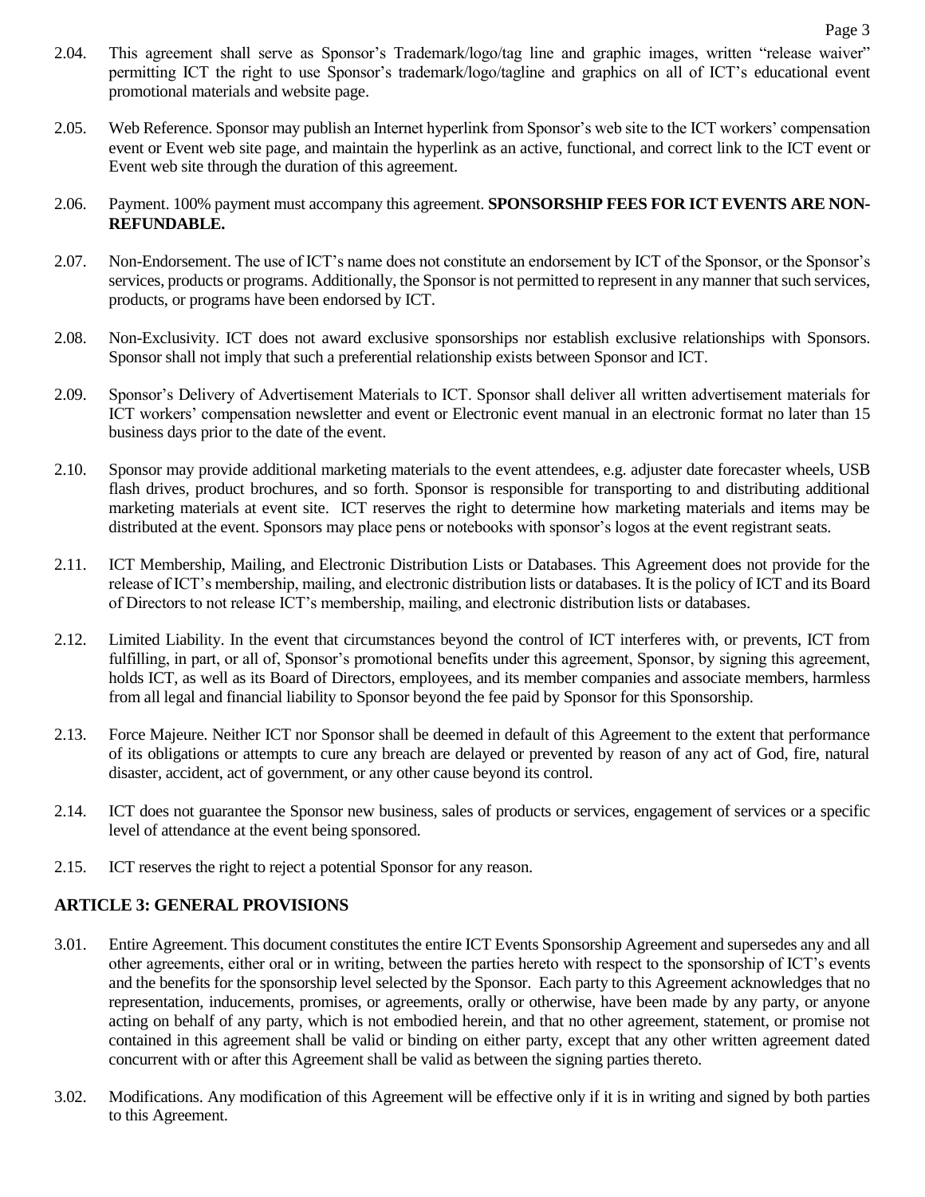2.04. This agreement shall serve as Sponsor's Trademark/logo/tag line and graphic images, written "release waiver" permitting ICT the right to use Sponsor's trademark/logo/tagline and graphics on all of ICT's educational event promotional materials and website page.

2.05. Web Reference. Sponsor may publish an Internet hyperlink from Sponsor's web site to the ICT workers' compensation event or Event web site page, and maintain the hyperlink as an active, functional, and correct link to the ICT event or Event web site through the duration of this agreement.

2.06. Payment. 100% payment must accompany this agreement. **SPONSORSHIP FEES FOR ICT EVENTS ARE NON-REFUNDABLE.**

2.07. Non-Endorsement. The use of ICT's name does not constitute an endorsement by ICT of the Sponsor, or the Sponsor's services, products or programs. Additionally, the Sponsor is not permitted to represent in any manner that such services, products, or programs have been endorsed by ICT.

2.08. Non-Exclusivity. ICT does not award exclusive sponsorships nor establish exclusive relationships with Sponsors. Sponsor shall not imply that such a preferential relationship exists between Sponsor and ICT.

2.09. Sponsor's Delivery of Advertisement Materials to ICT. Sponsor shall deliver all written advertisement materials for ICT workers' compensation newsletter and event or Electronic event manual in an electronic format no later than 15 business days prior to the date of the event.

2.10. Sponsor may provide additional marketing materials to the event attendees, e.g. adjuster date forecaster wheels, USB flash drives, product brochures, and so forth. Sponsor is responsible for transporting to and distributing additional marketing materials at event site. ICT reserves the right to determine how marketing materials and items may be distributed at the event. Sponsors may place pens or notebooks with sponsor's logos at the event registrant seats.

2.11. ICT Membership, Mailing, and Electronic Distribution Lists or Databases. This Agreement does not provide for the release of ICT's membership, mailing, and electronic distribution lists or databases. It is the policy of ICT and its Board of Directors to not release ICT's membership, mailing, and electronic distribution lists or databases.

2.12. Limited Liability. In the event that circumstances beyond the control of ICT interferes with, or prevents, ICT from fulfilling, in part, or all of, Sponsor's promotional benefits under this agreement, Sponsor, by signing this agreement, holds ICT, as well as its Board of Directors, employees, and its member companies and associate members, harmless from all legal and financial liability to Sponsor beyond the fee paid by Sponsor for this Sponsorship.

2.13. Force Majeure. Neither ICT nor Sponsor shall be deemed in default of this Agreement to the extent that performance of its obligations or attempts to cure any breach are delayed or prevented by reason of any act of God, fire, natural disaster, accident, act of government, or any other cause beyond its control.

2.14. ICT does not guarantee the Sponsor new business, sales of products or services, engagement of services or a specific level of attendance at the event being sponsored.

2.15. ICT reserves the right to reject a potential Sponsor for any reason.

## ARTICLE 3: GENERAL PROVISIONS

3.01. Entire Agreement. This document constitutes the entire ICT Events Sponsorship Agreement and supersedes any and all other agreements, either oral or in writing, between the parties hereto with respect to the sponsorship of ICT's events and the benefits for the sponsorship level selected by the Sponsor. Each party to this Agreement acknowledges that no representation, inducements, promises, or agreements, orally or otherwise, have been made by any party, or anyone acting on behalf of any party, which is not embodied herein, and that no other agreement, statement, or promise not contained in this agreement shall be valid or binding on either party, except that any other written agreement dated concurrent with or after this Agreement shall be valid as between the signing parties thereto.

3.02. Modifications. Any modification of this Agreement will be effective only if it is in writing and signed by both parties to this Agreement.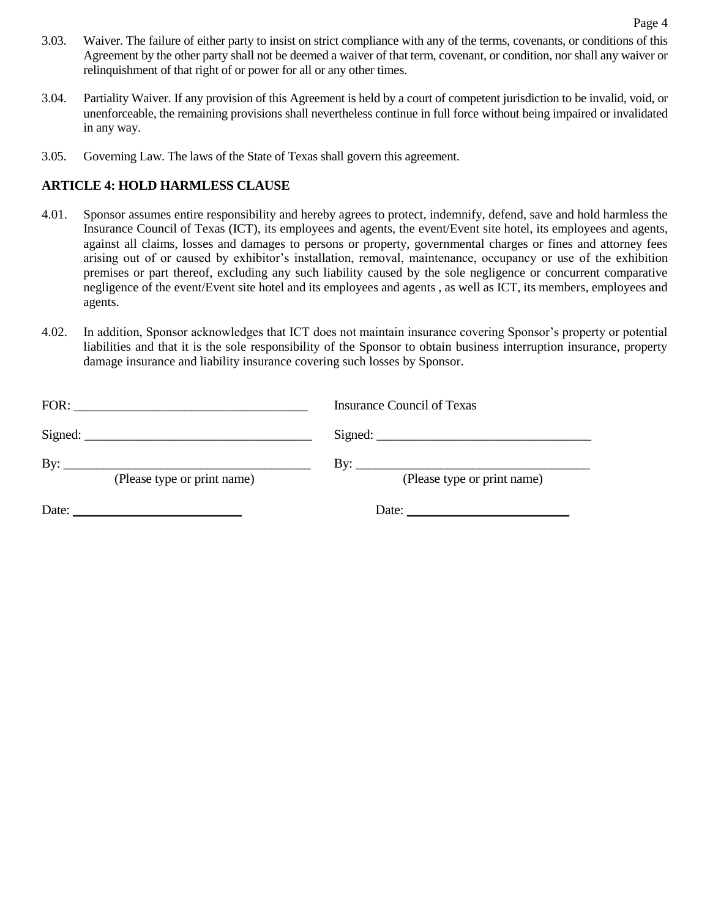3.03. Waiver. The failure of either party to insist on strict compliance with any of the terms, covenants, or conditions of this Agreement by the other party shall not be deemed a waiver of that term, covenant, or condition, nor shall any waiver or relinquishment of that right of or power for all or any other times.

3.04. Partiality Waiver. If any provision of this Agreement is held by a court of competent jurisdiction to be invalid, void, or unenforceable, the remaining provisions shall nevertheless continue in full force without being impaired or invalidated in any way.

3.05. Governing Law. The laws of the State of Texas shall govern this agreement.

## ARTICLE 4: HOLD HARMLESS CLAUSE

4.01. Sponsor assumes entire responsibility and hereby agrees to protect, indemnify, defend, save and hold harmless the Insurance Council of Texas (ICT), its employees and agents, the event/Event site hotel, its employees and agents, against all claims, losses and damages to persons or property, governmental charges or fines and attorney fees arising out of or caused by exhibitor's installation, removal, maintenance, occupancy or use of the exhibition premises or part thereof, excluding any such liability caused by the sole negligence or concurrent comparative negligence of the event/Event site hotel and its employees and agents , as well as ICT, its members, employees and agents.

4.02. In addition, Sponsor acknowledges that ICT does not maintain insurance covering Sponsor's property or potential liabilities and that it is the sole responsibility of the Sponsor to obtain business interruption insurance, property damage insurance and liability insurance covering such losses by Sponsor.

FOR: ___________________________________

Signed: ________________________________

By: ____________________________________
(Please type or print name)

Date: ________________________

Insurance Council of Texas

Signed: ________________________________

By: ____________________________________
(Please type or print name)

Date: ________________________